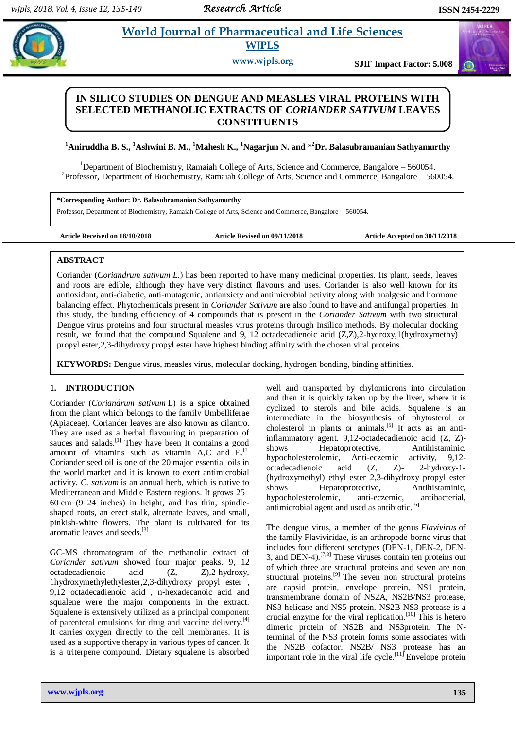# IN SILICO STUDIES ON DENGUE AND MEASLES VIRAL PROTEINS WITH SELECTED METHANOLIC EXTRACTS OF *CORIANDER SATIVUM* LEAVES CONSTITUENTS

**[1]Aniruddha B. S., [1]Ashwini B. M., [1]Mahesh K., [1]Nagarjun N. and *[2]Dr. Balasubramanian Sathyamurthy**

[1]Department of Biochemistry, Ramaiah College of Arts, Science and Commerce, Bangalore – 560054.
[2]Professor, Department of Biochemistry, Ramaiah College of Arts, Science and Commerce, Bangalore – 560054.

**\*Corresponding Author: Dr. Balasubramanian Sathyamurthy**
Professor, Department of Biochemistry, Ramaiah College of Arts, Science and Commerce, Bangalore – 560054.

**Article Received on 18/10/2018** **Article Revised on 09/11/2018** **Article Accepted on 30/11/2018**

## ABSTRACT

Coriander (*Coriandrum sativum L.*) has been reported to have many medicinal properties. Its plant, seeds, leaves and roots are edible, although they have very distinct flavours and uses. Coriander is also well known for its antioxidant, anti-diabetic, anti-mutagenic, antianxiety and antimicrobial activity along with analgesic and hormone balancing effect. Phytochemicals present in *Coriander Sativum* are also found to have and antifungal properties. In this study, the binding efficiency of 4 compounds that is present in the *Coriander Sativum* with two structural Dengue virus proteins and four structural measles virus proteins through Insilico methods. By molecular docking result, we found that the compound Squalene and 9, 12 octadecadienoic acid (Z,Z),2-hydroxy,1(hydroxymethy) propyl ester,2,3-dihydroxy propyl ester have highest binding affinity with the chosen viral proteins.

**KEYWORDS:** Dengue virus, measles virus, molecular docking, hydrogen bonding, binding affinities.

## 1. INTRODUCTION

Coriander (*Coriandrum sativum* L) is a spice obtained from the plant which belongs to the family Umbelliferae (Apiaceae). Coriander leaves are also known as cilantro. They are used as a herbal flavouring in preparation of sauces and salads.[1] They have been It contains a good amount of vitamins such as vitamin A,C and E.[2] Coriander seed oil is one of the 20 major essential oils in the world market and it is known to exert antimicrobial activity. *C. sativum* is an annual herb, which is native to Mediterranean and Middle Eastern regions. It grows 25–60 cm (9–24 inches) in height, and has thin, spindle-shaped roots, an erect stalk, alternate leaves, and small, pinkish-white flowers. The plant is cultivated for its aromatic leaves and seeds.[3]

GC-MS chromatogram of the methanolic extract of *Coriander sativum* showed four major peaks. 9, 12 octadecadienoic acid (Z, Z),2-hydroxy, 1hydroxymethylethylester,2,3-dihydroxy propyl ester , 9,12 octadecadienoic acid , n-hexadecanoic acid and squalene were the major components in the extract. Squalene is extensively utilized as a principal component of parenteral emulsions for drug and vaccine delivery.[4] It carries oxygen directly to the cell membranes. It is used as a supportive therapy in various types of cancer. It is a triterpene compound. Dietary squalene is absorbed well and transported by chylomicrons into circulation and then it is quickly taken up by the liver, where it is cyclized to sterols and bile acids. Squalene is an intermediate in the biosynthesis of phytosterol or cholesterol in plants or animals.[5] It acts as an anti-inflammatory agent. 9,12-octadecadienoic acid (Z, Z)-shows Hepatoprotective, Antihistaminic, hypocholesterolemic, Anti-eczemic activity, 9,12-octadecadienoic acid (Z, Z)- 2-hydroxy-1-(hydroxymethyl) ethyl ester 2,3-dihydroxy propyl ester shows Hepatoprotective, Antihistaminic, hypocholesterolemic, anti-eczemic, antibacterial, antimicrobial agent and used as antibiotic.[6]

The dengue virus, a member of the genus *Flavivirus* of the family Flaviviridae, is an arthropode-borne virus that includes four different serotypes (DEN-1, DEN-2, DEN-3, and DEN-4).[7,8] These viruses contain ten proteins out of which three are structural proteins and seven are non structural proteins.[9] The seven non structural proteins are capsid protein, envelope protein, NS1 protein, transmembrane domain of NS2A, NS2B/NS3 protease, NS3 helicase and NS5 protein. NS2B-NS3 protease is a crucial enzyme for the viral replication.[10] This is hetero dimeric protein of NS2B and NS3protein. The N-terminal of the NS3 protein forms some associates with the NS2B cofactor. NS2B/ NS3 protease has an important role in the viral life cycle.[11] Envelope protein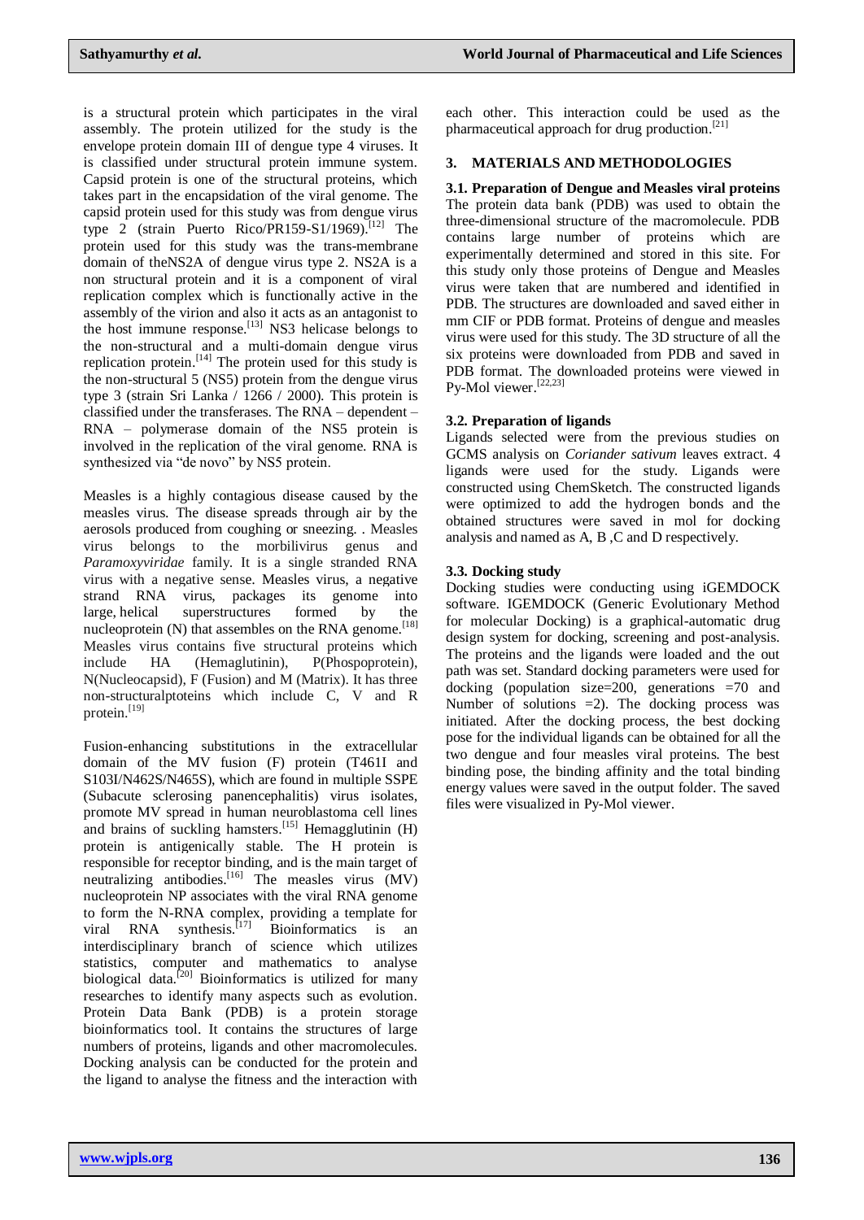is a structural protein which participates in the viral assembly. The protein utilized for the study is the envelope protein domain III of dengue type 4 viruses. It is classified under structural protein immune system. Capsid protein is one of the structural proteins, which takes part in the encapsidation of the viral genome. The capsid protein used for this study was from dengue virus type 2 (strain Puerto Rico/PR159-S1/1969).[12] The protein used for this study was the trans-membrane domain of theNS2A of dengue virus type 2. NS2A is a non structural protein and it is a component of viral replication complex which is functionally active in the assembly of the virion and also it acts as an antagonist to the host immune response.[13] NS3 helicase belongs to the non-structural and a multi-domain dengue virus replication protein.[14] The protein used for this study is the non-structural 5 (NS5) protein from the dengue virus type 3 (strain Sri Lanka / 1266 / 2000). This protein is classified under the transferases. The RNA – dependent – RNA – polymerase domain of the NS5 protein is involved in the replication of the viral genome. RNA is synthesized via "de novo" by NS5 protein.

Measles is a highly contagious disease caused by the measles virus. The disease spreads through air by the aerosols produced from coughing or sneezing. . Measles virus belongs to the morbilivirus genus and *Paramoxyviridae* family. It is a single stranded RNA virus with a negative sense. Measles virus, a negative strand RNA virus, packages its genome into large, helical superstructures formed by the nucleoprotein (N) that assembles on the RNA genome.[18] Measles virus contains five structural proteins which include HA (Hemaglutinin), P(Phospoprotein), N(Nucleocapsid), F (Fusion) and M (Matrix). It has three non-structuralptoteins which include C, V and R protein.[19]

Fusion-enhancing substitutions in the extracellular domain of the MV fusion (F) protein (T461I and S103I/N462S/N465S), which are found in multiple SSPE (Subacute sclerosing panencephalitis) virus isolates, promote MV spread in human neuroblastoma cell lines and brains of suckling hamsters.[15] Hemagglutinin (H) protein is antigenically stable. The H protein is responsible for receptor binding, and is the main target of neutralizing antibodies.[16] The measles virus (MV) nucleoprotein NP associates with the viral RNA genome to form the N-RNA complex, providing a template for viral RNA synthesis.[17] Bioinformatics is an interdisciplinary branch of science which utilizes statistics, computer and mathematics to analyse biological data.[20] Bioinformatics is utilized for many researches to identify many aspects such as evolution. Protein Data Bank (PDB) is a protein storage bioinformatics tool. It contains the structures of large numbers of proteins, ligands and other macromolecules. Docking analysis can be conducted for the protein and the ligand to analyse the fitness and the interaction with each other. This interaction could be used as the pharmaceutical approach for drug production.[21]

## 3. MATERIALS AND METHODOLOGIES

### 3.1. Preparation of Dengue and Measles viral proteins

The protein data bank (PDB) was used to obtain the three-dimensional structure of the macromolecule. PDB contains large number of proteins which are experimentally determined and stored in this site. For this study only those proteins of Dengue and Measles virus were taken that are numbered and identified in PDB. The structures are downloaded and saved either in mm CIF or PDB format. Proteins of dengue and measles virus were used for this study. The 3D structure of all the six proteins were downloaded from PDB and saved in PDB format. The downloaded proteins were viewed in Py-Mol viewer.[22,23]

### 3.2. Preparation of ligands

Ligands selected were from the previous studies on GCMS analysis on *Coriander sativum* leaves extract. 4 ligands were used for the study. Ligands were constructed using ChemSketch. The constructed ligands were optimized to add the hydrogen bonds and the obtained structures were saved in mol for docking analysis and named as A, B ,C and D respectively.

### 3.3. Docking study

Docking studies were conducting using iGEMDOCK software. IGEMDOCK (Generic Evolutionary Method for molecular Docking) is a graphical-automatic drug design system for docking, screening and post-analysis. The proteins and the ligands were loaded and the out path was set. Standard docking parameters were used for docking (population size=200, generations =70 and Number of solutions =2). The docking process was initiated. After the docking process, the best docking pose for the individual ligands can be obtained for all the two dengue and four measles viral proteins. The best binding pose, the binding affinity and the total binding energy values were saved in the output folder. The saved files were visualized in Py-Mol viewer.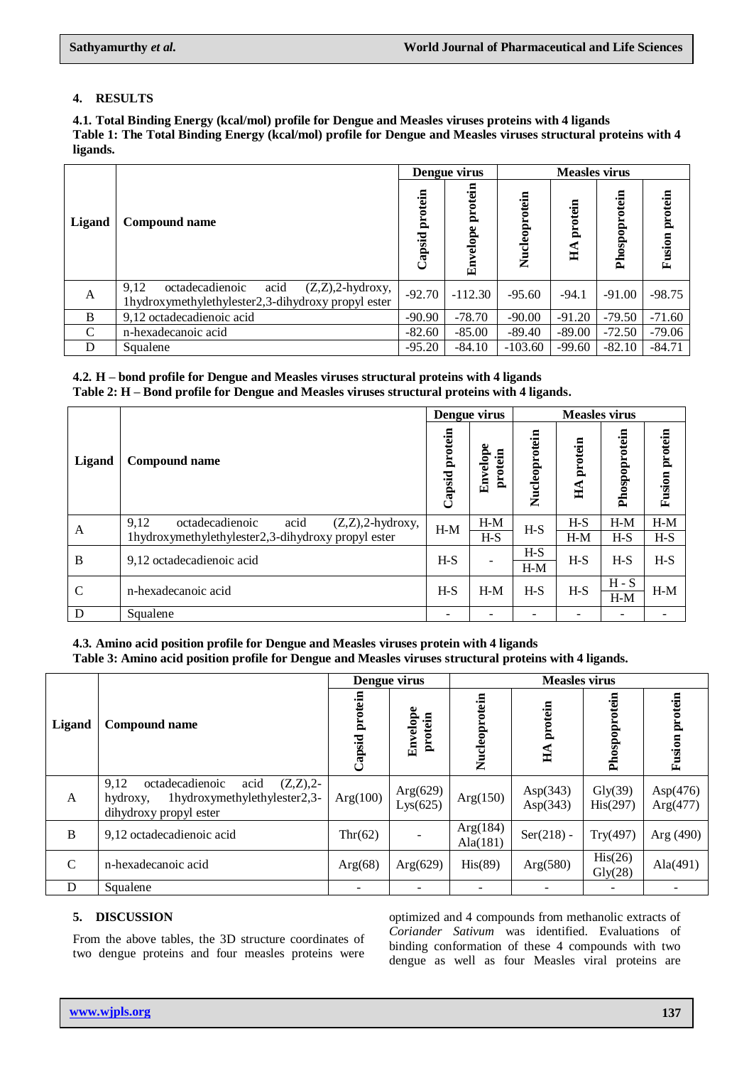## 4. RESULTS

**4.1. Total Binding Energy (kcal/mol) profile for Dengue and Measles viruses proteins with 4 ligands**

**Table 1: The Total Binding Energy (kcal/mol) profile for Dengue and Measles viruses structural proteins with 4 ligands.**

| Ligand | Compound name | Dengue virus | | Measles virus | | | |
|---|---|---|---|---|---|---|---|
| | | Capsid protein | Envelope protein | Nucleoprotein | HA protein | Phospoprotein | Fusion protein |
| A | 9,12 octadecadienoic acid (Z,Z),2-hydroxy, 1hydroxymethylethylester2,3-dihydroxy propyl ester | -92.70 | -112.30 | -95.60 | -94.1 | -91.00 | -98.75 |
| B | 9,12 octadecadienoic acid | -90.90 | -78.70 | -90.00 | -91.20 | -79.50 | -71.60 |
| C | n-hexadecanoic acid | -82.60 | -85.00 | -89.40 | -89.00 | -72.50 | -79.06 |
| D | Squalene | -95.20 | -84.10 | -103.60 | -99.60 | -82.10 | -84.71 |

**4.2. H – bond profile for Dengue and Measles viruses structural proteins with 4 ligands**

**Table 2: H – Bond profile for Dengue and Measles viruses structural proteins with 4 ligands.**

| Ligand | Compound name | Dengue virus | | Measles virus | | | |
|---|---|---|---|---|---|---|---|
| | | Capsid protein | Envelope protein | Nucleoprotein | HA protein | Phospoprotein | Fusion protein |
| A | 9,12 octadecadienoic acid (Z,Z),2-hydroxy, 1hydroxymethylethylester2,3-dihydroxy propyl ester | H-M | H-M<br>H-S | H-S | H-S<br>H-M | H-M<br>H-S | H-M<br>H-S |
| B | 9,12 octadecadienoic acid | H-S | - | H-S<br>H-M | H-S | H-S | H-S |
| C | n-hexadecanoic acid | H-S | H-M | H-S | H-S | H - S<br>H-M | H-M |
| D | Squalene | - | - | - | - | - | - |

**4.3. Amino acid position profile for Dengue and Measles viruses protein with 4 ligands**

**Table 3: Amino acid position profile for Dengue and Measles viruses structural proteins with 4 ligands.**

| Ligand | Compound name | Dengue virus | | Measles virus | | | |
|---|---|---|---|---|---|---|---|
| | | Capsid protein | Envelope protein | Nucleoprotein | HA protein | Phospoprotein | Fusion protein |
| A | 9,12 octadecadienoic acid (Z,Z),2-hydroxy, 1hydroxymethylethylester2,3-dihydroxy propyl ester | Arg(100) | Arg(629)<br>Lys(625) | Arg(150) | Asp(343)<br>Asp(343) | Gly(39)<br>His(297) | Asp(476)<br>Arg(477) |
| B | 9,12 octadecadienoic acid | Thr(62) | - | Arg(184)<br>Ala(181) | Ser(218) - | Try(497) | Arg (490) |
| C | n-hexadecanoic acid | Arg(68) | Arg(629) | His(89) | Arg(580) | His(26)<br>Gly(28) | Ala(491) |
| D | Squalene | - | - | - | - | - | - |

## 5. DISCUSSION

From the above tables, the 3D structure coordinates of two dengue proteins and four measles proteins were optimized and 4 compounds from methanolic extracts of *Coriander Sativum* was identified. Evaluations of binding conformation of these 4 compounds with two dengue as well as four Measles viral proteins are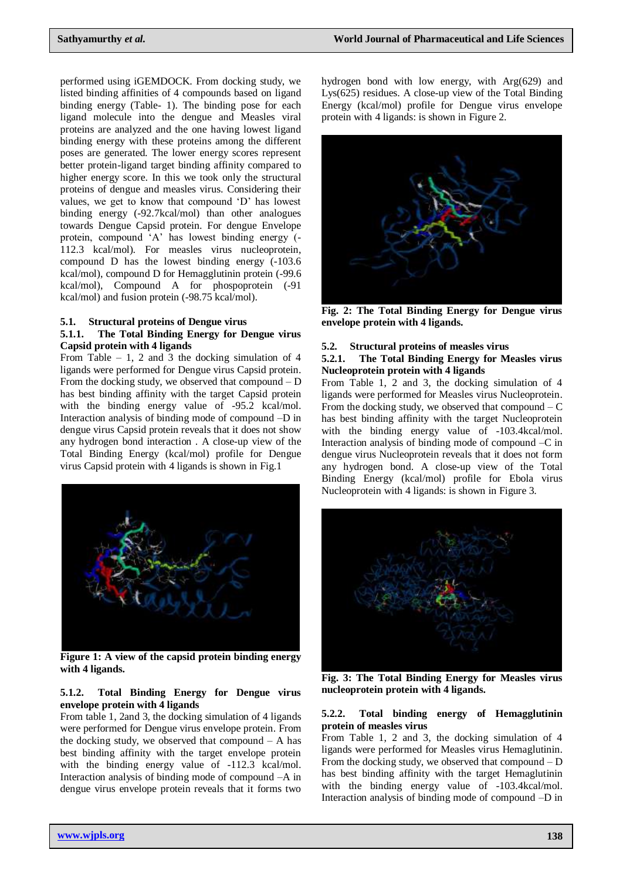performed using iGEMDOCK. From docking study, we listed binding affinities of 4 compounds based on ligand binding energy (Table- 1). The binding pose for each ligand molecule into the dengue and Measles viral proteins are analyzed and the one having lowest ligand binding energy with these proteins among the different poses are generated. The lower energy scores represent better protein-ligand target binding affinity compared to higher energy score. In this we took only the structural proteins of dengue and measles virus. Considering their values, we get to know that compound 'D' has lowest binding energy (-92.7kcal/mol) than other analogues towards Dengue Capsid protein. For dengue Envelope protein, compound 'A' has lowest binding energy (-112.3 kcal/mol). For measles virus nucleoprotein, compound D has the lowest binding energy (-103.6 kcal/mol), compound D for Hemagglutinin protein (-99.6 kcal/mol), Compound A for phospoprotein (-91 kcal/mol) and fusion protein (-98.75 kcal/mol).

## 5.1. Structural proteins of Dengue virus

### 5.1.1. The Total Binding Energy for Dengue virus Capsid protein with 4 ligands

From Table – 1, 2 and 3 the docking simulation of 4 ligands were performed for Dengue virus Capsid protein. From the docking study, we observed that compound – D has best binding affinity with the target Capsid protein with the binding energy value of -95.2 kcal/mol. Interaction analysis of binding mode of compound –D in dengue virus Capsid protein reveals that it does not show any hydrogen bond interaction . A close-up view of the Total Binding Energy (kcal/mol) profile for Dengue virus Capsid protein with 4 ligands is shown in Fig.1

**Figure 1: A view of the capsid protein binding energy with 4 ligands.**

### 5.1.2. Total Binding Energy for Dengue virus envelope protein with 4 ligands

From table 1, 2and 3, the docking simulation of 4 ligands were performed for Dengue virus envelope protein. From the docking study, we observed that compound – A has best binding affinity with the target envelope protein with the binding energy value of -112.3 kcal/mol. Interaction analysis of binding mode of compound –A in dengue virus envelope protein reveals that it forms two hydrogen bond with low energy, with Arg(629) and Lys(625) residues. A close-up view of the Total Binding Energy (kcal/mol) profile for Dengue virus envelope protein with 4 ligands: is shown in Figure 2.

**Fig. 2: The Total Binding Energy for Dengue virus envelope protein with 4 ligands.**

## 5.2. Structural proteins of measles virus

### 5.2.1. The Total Binding Energy for Measles virus Nucleoprotein protein with 4 ligands

From Table 1, 2 and 3, the docking simulation of 4 ligands were performed for Measles virus Nucleoprotein. From the docking study, we observed that compound – C has best binding affinity with the target Nucleoprotein with the binding energy value of -103.4kcal/mol. Interaction analysis of binding mode of compound –C in dengue virus Nucleoprotein reveals that it does not form any hydrogen bond. A close-up view of the Total Binding Energy (kcal/mol) profile for Ebola virus Nucleoprotein with 4 ligands: is shown in Figure 3.

**Fig. 3: The Total Binding Energy for Measles virus nucleoprotein protein with 4 ligands.**

### 5.2.2. Total binding energy of Hemagglutinin protein of measles virus

From Table 1, 2 and 3, the docking simulation of 4 ligands were performed for Measles virus Hemaglutinin. From the docking study, we observed that compound – D has best binding affinity with the target Hemaglutinin with the binding energy value of -103.4kcal/mol. Interaction analysis of binding mode of compound –D in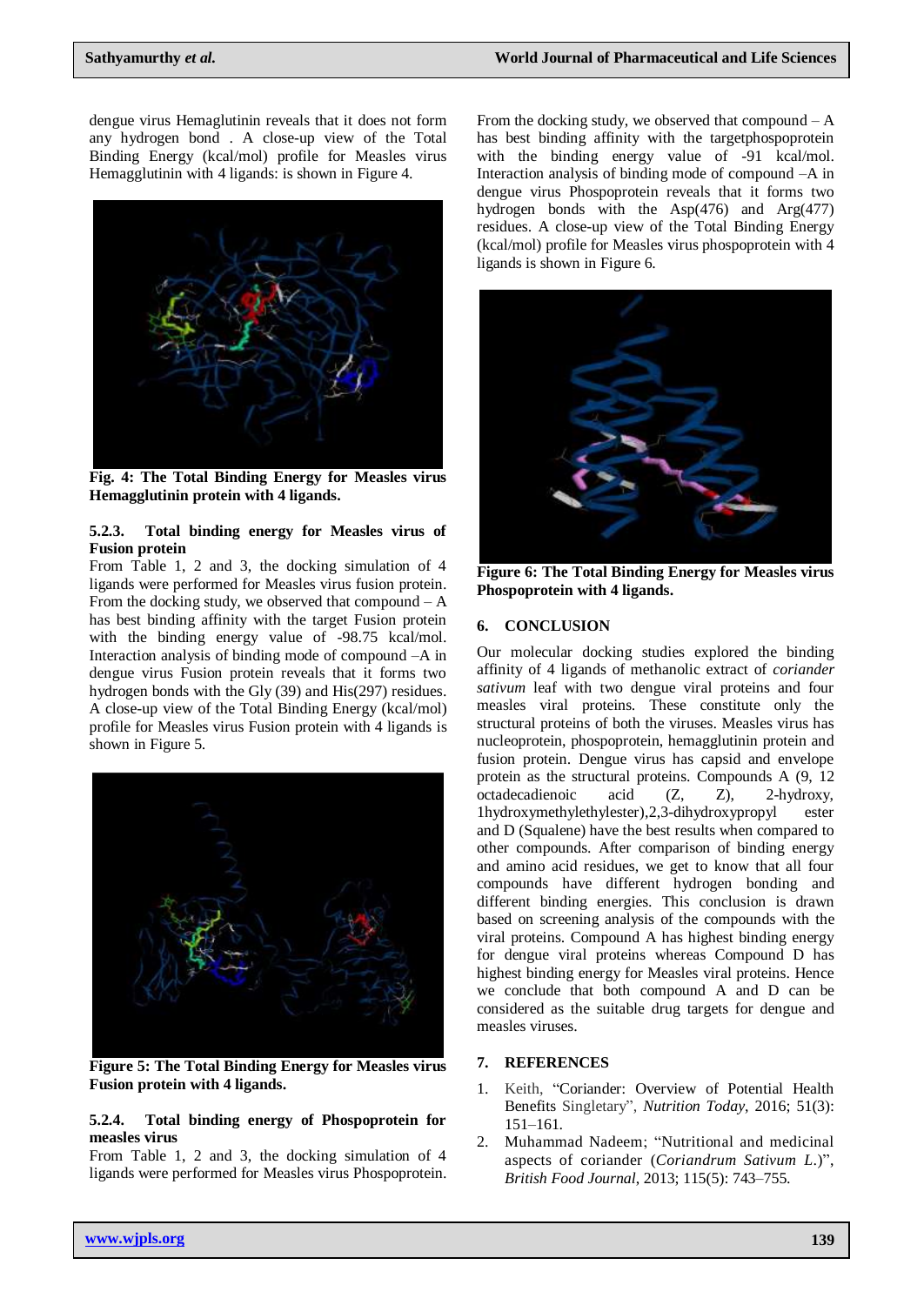dengue virus Hemaglutinin reveals that it does not form any hydrogen bond . A close-up view of the Total Binding Energy (kcal/mol) profile for Measles virus Hemagglutinin with 4 ligands: is shown in Figure 4.

**Fig. 4: The Total Binding Energy for Measles virus Hemagglutinin protein with 4 ligands.**

#### 5.2.3. Total binding energy for Measles virus of Fusion protein

From Table 1, 2 and 3, the docking simulation of 4 ligands were performed for Measles virus fusion protein. From the docking study, we observed that compound – A has best binding affinity with the target Fusion protein with the binding energy value of -98.75 kcal/mol. Interaction analysis of binding mode of compound –A in dengue virus Fusion protein reveals that it forms two hydrogen bonds with the Gly (39) and His(297) residues. A close-up view of the Total Binding Energy (kcal/mol) profile for Measles virus Fusion protein with 4 ligands is shown in Figure 5.

**Figure 5: The Total Binding Energy for Measles virus Fusion protein with 4 ligands.**

#### 5.2.4. Total binding energy of Phospoprotein for measles virus

From Table 1, 2 and 3, the docking simulation of 4 ligands were performed for Measles virus Phospoprotein. From the docking study, we observed that compound – A has best binding affinity with the targetphospoprotein with the binding energy value of -91 kcal/mol. Interaction analysis of binding mode of compound –A in dengue virus Phospoprotein reveals that it forms two hydrogen bonds with the Asp(476) and Arg(477) residues. A close-up view of the Total Binding Energy (kcal/mol) profile for Measles virus phospoprotein with 4 ligands is shown in Figure 6.

**Figure 6: The Total Binding Energy for Measles virus Phospoprotein with 4 ligands.**

## 6. CONCLUSION

Our molecular docking studies explored the binding affinity of 4 ligands of methanolic extract of *coriander sativum* leaf with two dengue viral proteins and four measles viral proteins. These constitute only the structural proteins of both the viruses. Measles virus has nucleoprotein, phospoprotein, hemagglutinin protein and fusion protein. Dengue virus has capsid and envelope protein as the structural proteins. Compounds A (9, 12 octadecadienoic acid (Z, Z), 2-hydroxy, 1hydroxymethylethylester),2,3-dihydroxypropyl ester and D (Squalene) have the best results when compared to other compounds. After comparison of binding energy and amino acid residues, we get to know that all four compounds have different hydrogen bonding and different binding energies. This conclusion is drawn based on screening analysis of the compounds with the viral proteins. Compound A has highest binding energy for dengue viral proteins whereas Compound D has highest binding energy for Measles viral proteins. Hence we conclude that both compound A and D can be considered as the suitable drug targets for dengue and measles viruses.

## 7. REFERENCES

1. Keith, "Coriander: Overview of Potential Health Benefits Singletary", *Nutrition Today*, 2016; 51(3): 151–161.
2. Muhammad Nadeem; "Nutritional and medicinal aspects of coriander (*Coriandrum Sativum L.*)", *British Food Journal*, 2013; 115(5): 743–755.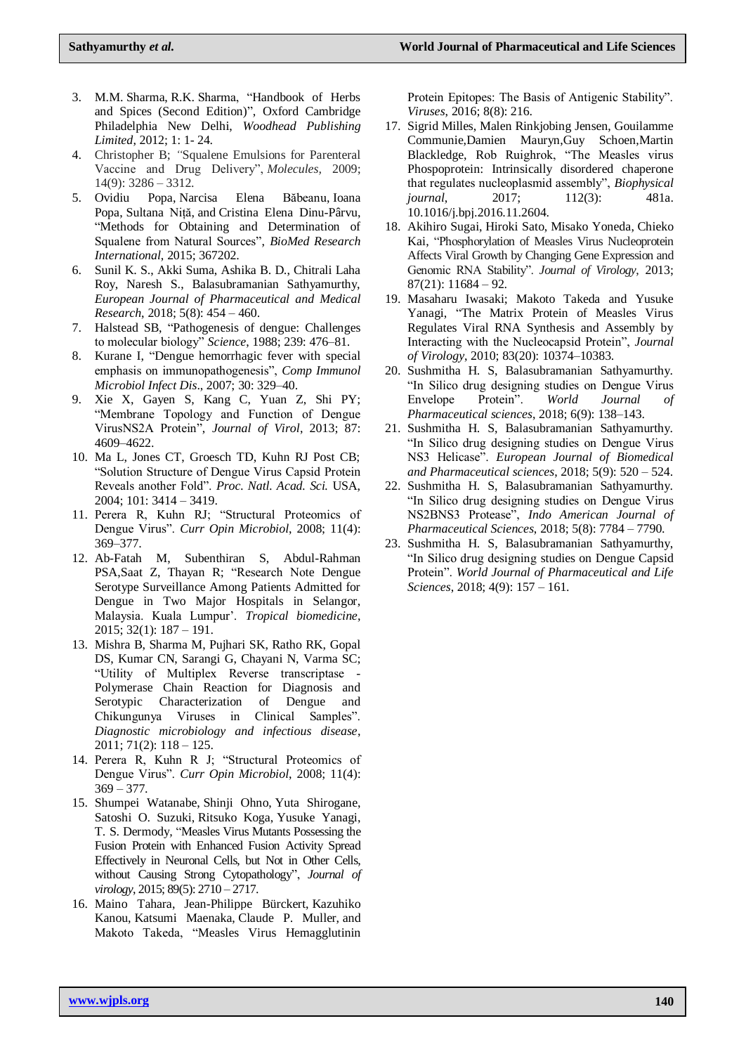3. M.M. Sharma, R.K. Sharma, "Handbook of Herbs and Spices (Second Edition)", Oxford Cambridge Philadelphia New Delhi, *Woodhead Publishing Limited*, 2012; 1: 1- 24.
4. Christopher B; "Squalene Emulsions for Parenteral Vaccine and Drug Delivery", *Molecules,* 2009; 14(9): 3286 – 3312.
5. Ovidiu Popa, Narcisa Elena Băbeanu, Ioana Popa, Sultana Niță, and Cristina Elena Dinu-Pârvu, "Methods for Obtaining and Determination of Squalene from Natural Sources", *BioMed Research International*, 2015; 367202.
6. Sunil K. S., Akki Suma, Ashika B. D., Chitrali Laha Roy, Naresh S., Balasubramanian Sathyamurthy, *European Journal of Pharmaceutical and Medical Research*, 2018; 5(8): 454 – 460.
7. Halstead SB, "Pathogenesis of dengue: Challenges to molecular biology" *Science*, 1988; 239: 476–81.
8. Kurane I, "Dengue hemorrhagic fever with special emphasis on immunopathogenesis", *Comp Immunol Microbiol Infect Dis*., 2007; 30: 329–40.
9. Xie X, Gayen S, Kang C, Yuan Z, Shi PY; "Membrane Topology and Function of Dengue VirusNS2A Protein", *Journal of Virol*, 2013; 87: 4609–4622.
10. Ma L, Jones CT, Groesch TD, Kuhn RJ Post CB; "Solution Structure of Dengue Virus Capsid Protein Reveals another Fold". *Proc. Natl. Acad. Sci.* USA, 2004; 101: 3414 – 3419.
11. Perera R, Kuhn RJ; "Structural Proteomics of Dengue Virus". *Curr Opin Microbiol*, 2008; 11(4): 369–377.
12. Ab-Fatah M, Subenthiran S, Abdul-Rahman PSA,Saat Z, Thayan R; "Research Note Dengue Serotype Surveillance Among Patients Admitted for Dengue in Two Major Hospitals in Selangor, Malaysia. Kuala Lumpur'. *Tropical biomedicine*, 2015; 32(1): 187 – 191.
13. Mishra B, Sharma M, Pujhari SK, Ratho RK, Gopal DS, Kumar CN, Sarangi G, Chayani N, Varma SC; "Utility of Multiplex Reverse transcriptase - Polymerase Chain Reaction for Diagnosis and Serotypic Characterization of Dengue and Chikungunya Viruses in Clinical Samples". *Diagnostic microbiology and infectious disease*, 2011; 71(2): 118 – 125.
14. Perera R, Kuhn R J; "Structural Proteomics of Dengue Virus". *Curr Opin Microbiol*, 2008; 11(4): 369 – 377.
15. Shumpei Watanabe, Shinji Ohno, Yuta Shirogane, Satoshi O. Suzuki, Ritsuko Koga, Yusuke Yanagi, T. S. Dermody, "Measles Virus Mutants Possessing the Fusion Protein with Enhanced Fusion Activity Spread Effectively in Neuronal Cells, but Not in Other Cells, without Causing Strong Cytopathology", *Journal of virology*, 2015; 89(5): 2710 – 2717.
16. Maino Tahara, Jean-Philippe Bürckert, Kazuhiko Kanou, Katsumi Maenaka, Claude P. Muller, and Makoto Takeda, "Measles Virus Hemagglutinin Protein Epitopes: The Basis of Antigenic Stability". *Viruses*, 2016; 8(8): 216.
17. Sigrid Milles, Malen Rinkjobing Jensen, Gouilamme Communie,Damien Mauryn,Guy Schoen,Martin Blackledge, Rob Ruighrok, "The Measles virus Phospoprotein: Intrinsically disordered chaperone that regulates nucleoplasmid assembly", *Biophysical journal*, 2017; 112(3): 481a. 10.1016/j.bpj.2016.11.2604.
18. Akihiro Sugai, Hiroki Sato, Misako Yoneda, Chieko Kai, "Phosphorylation of Measles Virus Nucleoprotein Affects Viral Growth by Changing Gene Expression and Genomic RNA Stability". *Journal of Virology*, 2013; 87(21): 11684 – 92.
19. Masaharu Iwasaki; Makoto Takeda and Yusuke Yanagi, "The Matrix Protein of Measles Virus Regulates Viral RNA Synthesis and Assembly by Interacting with the Nucleocapsid Protein", *Journal of Virology*, 2010; 83(20): 10374–10383.
20. Sushmitha H. S, Balasubramanian Sathyamurthy. "In Silico drug designing studies on Dengue Virus Envelope Protein". *World Journal of Pharmaceutical sciences,* 2018; 6(9): 138–143.
21. Sushmitha H. S, Balasubramanian Sathyamurthy. "In Silico drug designing studies on Dengue Virus NS3 Helicase". *European Journal of Biomedical and Pharmaceutical sciences*, 2018; 5(9): 520 – 524.
22. Sushmitha H. S, Balasubramanian Sathyamurthy. "In Silico drug designing studies on Dengue Virus NS2BNS3 Protease", *Indo American Journal of Pharmaceutical Sciences*, 2018; 5(8): 7784 – 7790.
23. Sushmitha H. S, Balasubramanian Sathyamurthy, "In Silico drug designing studies on Dengue Capsid Protein". *World Journal of Pharmaceutical and Life Sciences*, 2018; 4(9): 157 – 161.